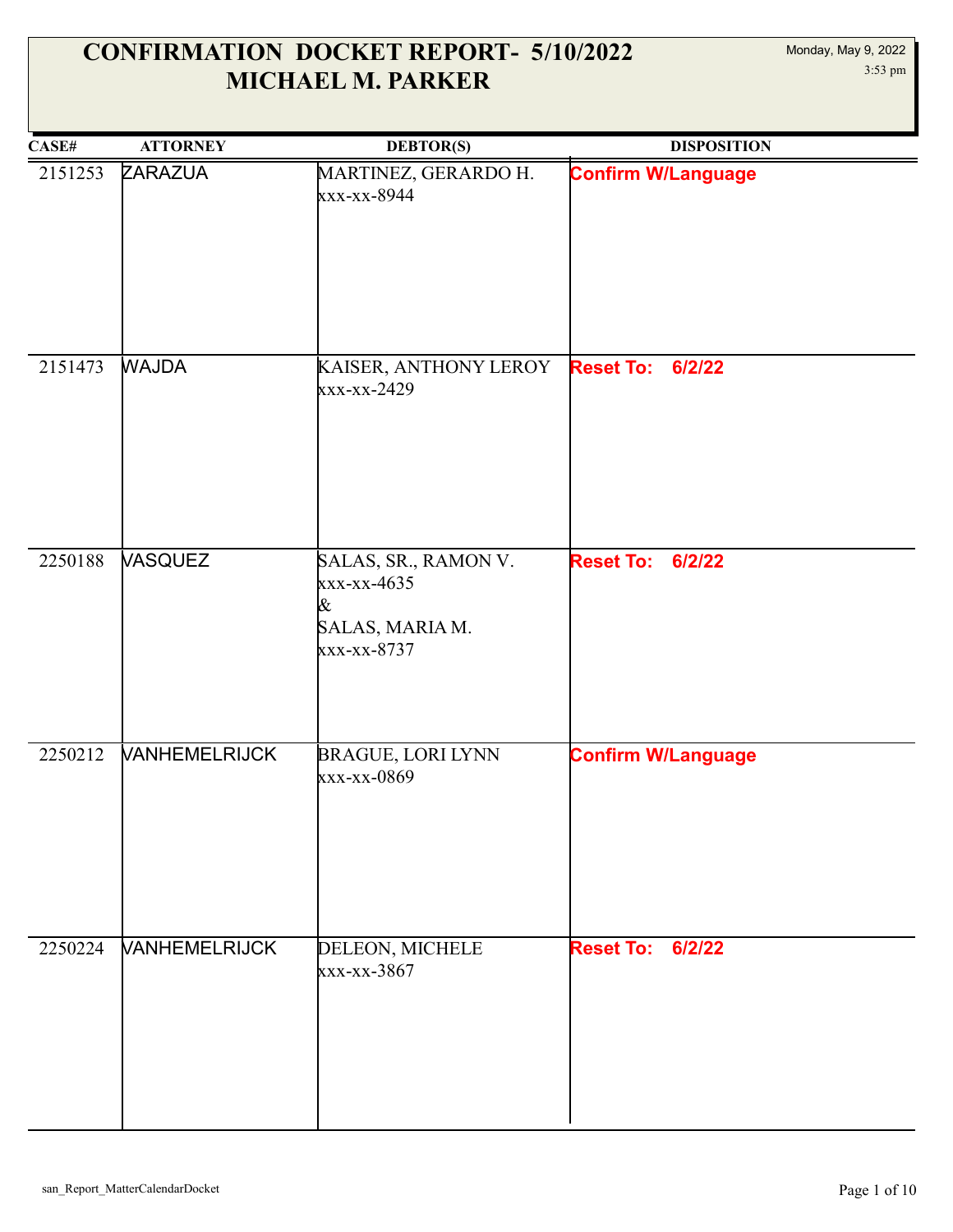# CONFIRMATION DOCKET REPORT- 5/10/2022
# MICHAEL M. PARKER

Monday, May 9, 2022
3:53 pm

| CASE# | ATTORNEY | DEBTOR(S) | DISPOSITION |
|---|---|---|---|
| 2151253 | ZARAZUA | MARTINEZ, GERARDO H.<br>xxx-xx-8944 | **Confirm W/Language** |
| 2151473 | WAJDA | KAISER, ANTHONY LEROY<br>xxx-xx-2429 | **Reset To: 6/2/22** |
| 2250188 | VASQUEZ | SALAS, SR., RAMON V.<br>xxx-xx-4635<br>&<br>SALAS, MARIA M.<br>xxx-xx-8737 | **Reset To: 6/2/22** |
| 2250212 | VANHEMELRIJCK | BRAGUE, LORI LYNN<br>xxx-xx-0869 | **Confirm W/Language** |
| 2250224 | VANHEMELRIJCK | DELEON, MICHELE<br>xxx-xx-3867 | **Reset To: 6/2/22** |

san_Report_MatterCalendarDocket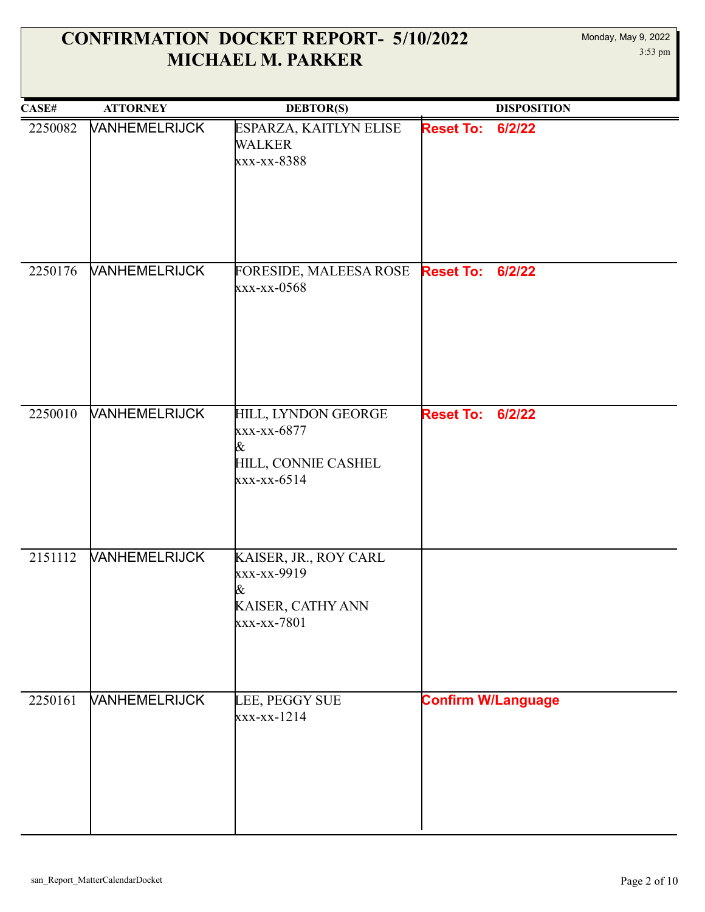# CONFIRMATION DOCKET REPORT- 5/10/2022
# MICHAEL M. PARKER

Monday, May 9, 2022
3:53 pm

| CASE# | ATTORNEY | DEBTOR(S) | DISPOSITION |
|---|---|---|---|
| 2250082 | VANHEMELRIJCK | ESPARZA, KAITLYN ELISE WALKER<br>xxx-xx-8388 | **Reset To: 6/2/22** |
| 2250176 | VANHEMELRIJCK | FORESIDE, MALEESA ROSE<br>xxx-xx-0568 | **Reset To: 6/2/22** |
| 2250010 | VANHEMELRIJCK | HILL, LYNDON GEORGE<br>xxx-xx-6877<br>&<br>HILL, CONNIE CASHEL<br>xxx-xx-6514 | **Reset To: 6/2/22** |
| 2151112 | VANHEMELRIJCK | KAISER, JR., ROY CARL<br>xxx-xx-9919<br>&<br>KAISER, CATHY ANN<br>xxx-xx-7801 | |
| 2250161 | VANHEMELRIJCK | LEE, PEGGY SUE<br>xxx-xx-1214 | **Confirm W/Language** |

san_Report_MatterCalendarDocket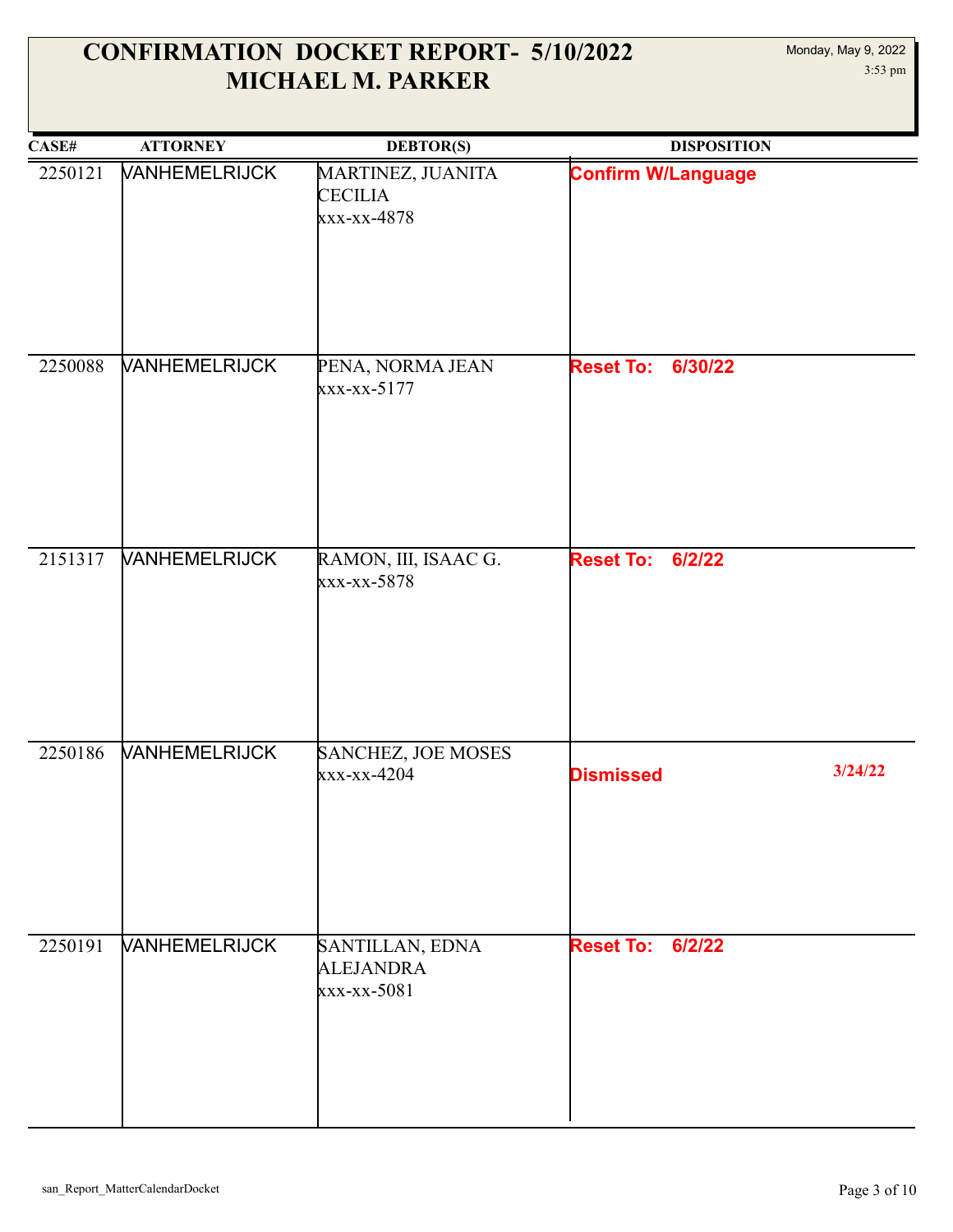# CONFIRMATION DOCKET REPORT- 5/10/2022
# MICHAEL M. PARKER

Monday, May 9, 2022
3:53 pm

| CASE# | ATTORNEY | DEBTOR(S) | DISPOSITION |
|---|---|---|---|
| 2250121 | VANHEMELRIJCK | MARTINEZ, JUANITA CECILIA xxx-xx-4878 | **Confirm W/Language** |
| 2250088 | VANHEMELRIJCK | PENA, NORMA JEAN xxx-xx-5177 | **Reset To: 6/30/22** |
| 2151317 | VANHEMELRIJCK | RAMON, III, ISAAC G. xxx-xx-5878 | **Reset To: 6/2/22** |
| 2250186 | VANHEMELRIJCK | SANCHEZ, JOE MOSES xxx-xx-4204 | **Dismissed** 3/24/22 |
| 2250191 | VANHEMELRIJCK | SANTILLAN, EDNA ALEJANDRA xxx-xx-5081 | **Reset To: 6/2/22** |

san_Report_MatterCalendarDocket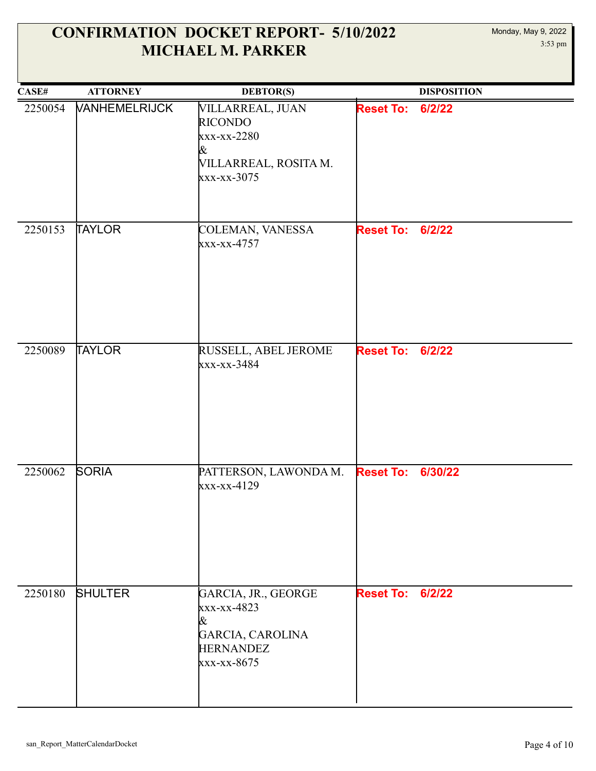# CONFIRMATION DOCKET REPORT- 5/10/2022
# MICHAEL M. PARKER

Monday, May 9, 2022
3:53 pm

| CASE# | ATTORNEY | DEBTOR(S) | DISPOSITION |
|---|---|---|---|
| 2250054 | VANHEMELRIJCK | VILLARREAL, JUAN RICONDO<br>xxx-xx-2280<br>&<br>VILLARREAL, ROSITA M.<br>xxx-xx-3075 | **Reset To: 6/2/22** |
| 2250153 | TAYLOR | COLEMAN, VANESSA<br>xxx-xx-4757 | **Reset To: 6/2/22** |
| 2250089 | TAYLOR | RUSSELL, ABEL JEROME<br>xxx-xx-3484 | **Reset To: 6/2/22** |
| 2250062 | SORIA | PATTERSON, LAWONDA M.<br>xxx-xx-4129 | **Reset To: 6/30/22** |
| 2250180 | SHULTER | GARCIA, JR., GEORGE<br>xxx-xx-4823<br>&<br>GARCIA, CAROLINA HERNANDEZ<br>xxx-xx-8675 | **Reset To: 6/2/22** |

san_Report_MatterCalendarDocket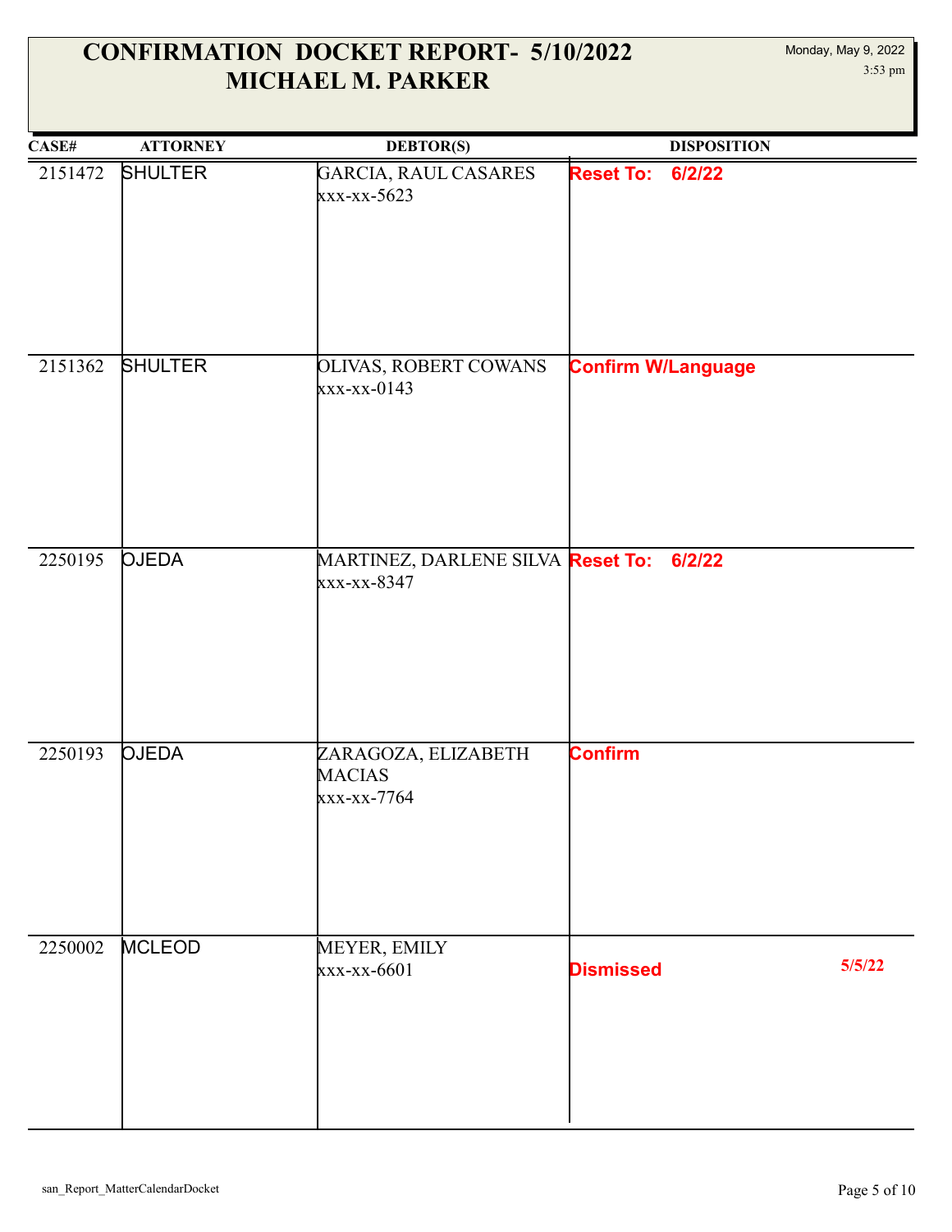# CONFIRMATION DOCKET REPORT- 5/10/2022
# MICHAEL M. PARKER

Monday, May 9, 2022
3:53 pm

| CASE# | ATTORNEY | DEBTOR(S) | DISPOSITION |
|---|---|---|---|
| 2151472 | SHULTER | GARCIA, RAUL CASARES<br>xxx-xx-5623 | **Reset To: 6/2/22** |
| 2151362 | SHULTER | OLIVAS, ROBERT COWANS<br>xxx-xx-0143 | **Confirm W/Language** |
| 2250195 | OJEDA | MARTINEZ, DARLENE SILVA<br>xxx-xx-8347 | **Reset To: 6/2/22** |
| 2250193 | OJEDA | ZARAGOZA, ELIZABETH MACIAS<br>xxx-xx-7764 | **Confirm** |
| 2250002 | MCLEOD | MEYER, EMILY<br>xxx-xx-6601 | **Dismissed** 5/5/22 |

san_Report_MatterCalendarDocket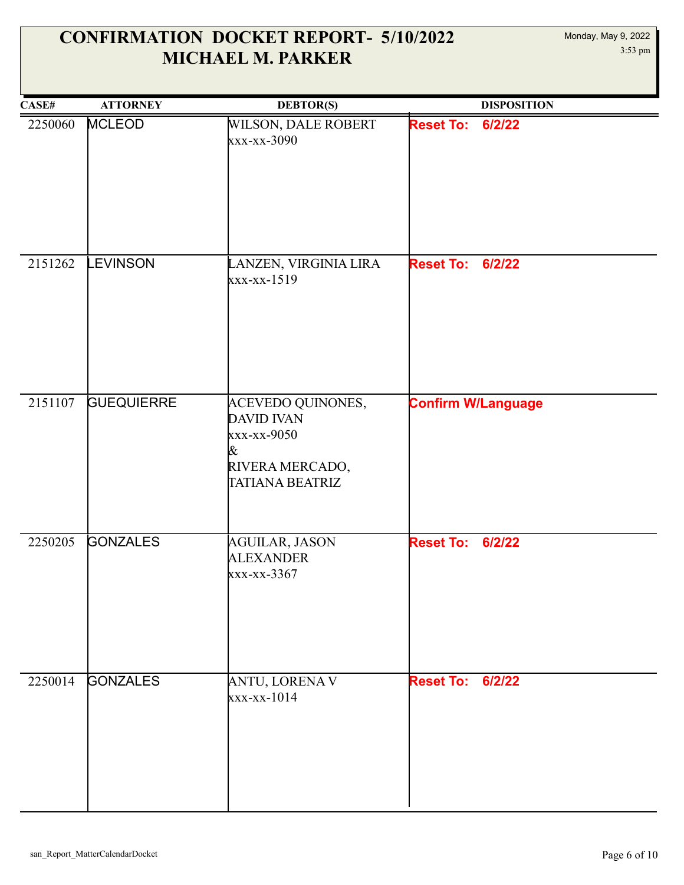# CONFIRMATION DOCKET REPORT- 5/10/2022
# MICHAEL M. PARKER

Monday, May 9, 2022
3:53 pm

| CASE# | ATTORNEY | DEBTOR(S) | DISPOSITION |
|---|---|---|---|
| 2250060 | MCLEOD | WILSON, DALE ROBERT xxx-xx-3090 | **Reset To: 6/2/22** |
| 2151262 | LEVINSON | LANZEN, VIRGINIA LIRA xxx-xx-1519 | **Reset To: 6/2/22** |
| 2151107 | GUEQUIERRE | ACEVEDO QUINONES, DAVID IVAN xxx-xx-9050 & RIVERA MERCADO, TATIANA BEATRIZ | **Confirm W/Language** |
| 2250205 | GONZALES | AGUILAR, JASON ALEXANDER xxx-xx-3367 | **Reset To: 6/2/22** |
| 2250014 | GONZALES | ANTU, LORENA V xxx-xx-1014 | **Reset To: 6/2/22** |

san_Report_MatterCalendarDocket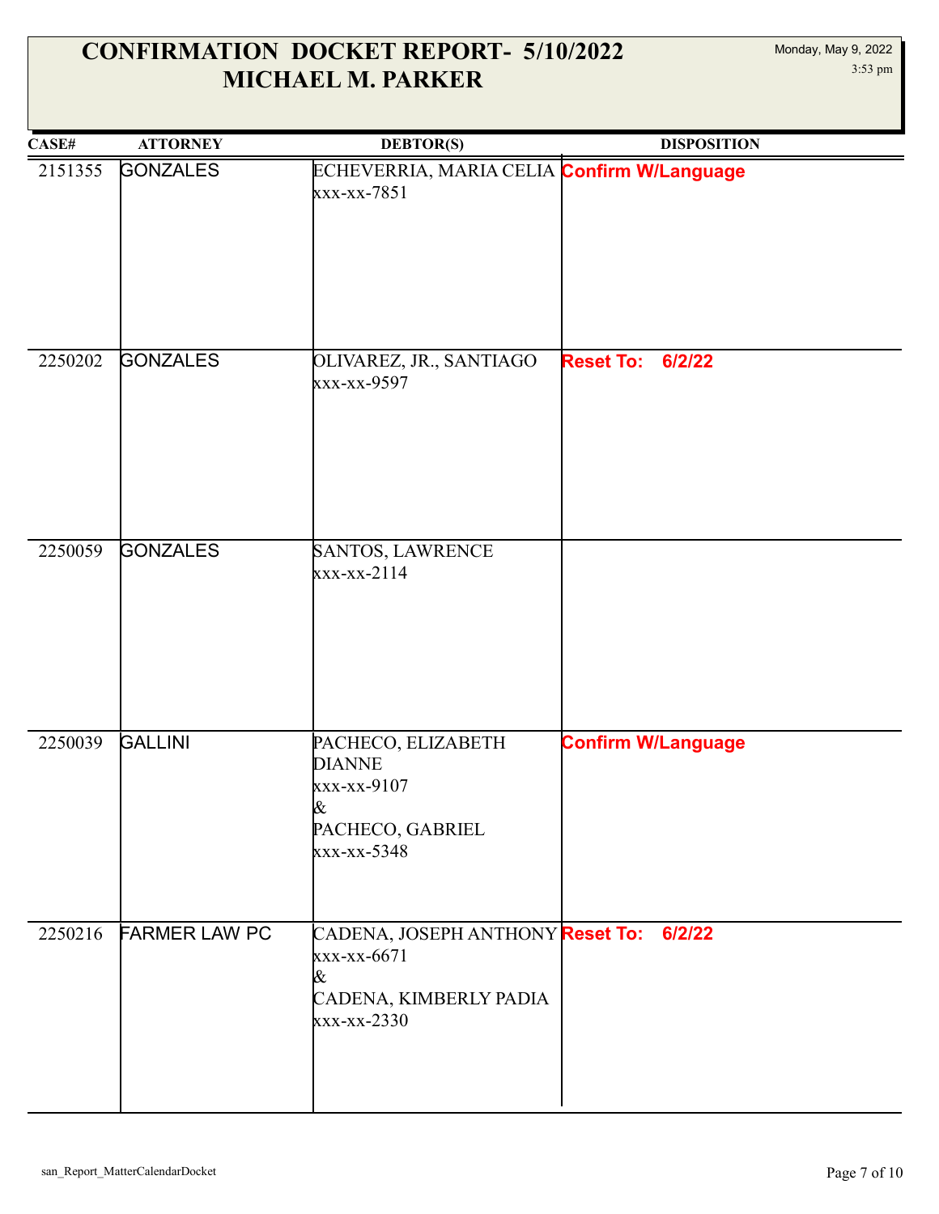# CONFIRMATION DOCKET REPORT- 5/10/2022
## MICHAEL M. PARKER

Monday, May 9, 2022
3:53 pm

| CASE# | ATTORNEY | DEBTOR(S) | DISPOSITION |
|---|---|---|---|
| 2151355 | GONZALES | ECHEVERRIA, MARIA CELIA<br>xxx-xx-7851 | **Confirm W/Language** |
| 2250202 | GONZALES | OLIVAREZ, JR., SANTIAGO<br>xxx-xx-9597 | **Reset To: 6/2/22** |
| 2250059 | GONZALES | SANTOS, LAWRENCE<br>xxx-xx-2114 | |
| 2250039 | GALLINI | PACHECO, ELIZABETH DIANNE<br>xxx-xx-9107<br>&<br>PACHECO, GABRIEL<br>xxx-xx-5348 | **Confirm W/Language** |
| 2250216 | FARMER LAW PC | CADENA, JOSEPH ANTHONY<br>xxx-xx-6671<br>&<br>CADENA, KIMBERLY PADIA<br>xxx-xx-2330 | **Reset To: 6/2/22** |

san_Report_MatterCalendarDocket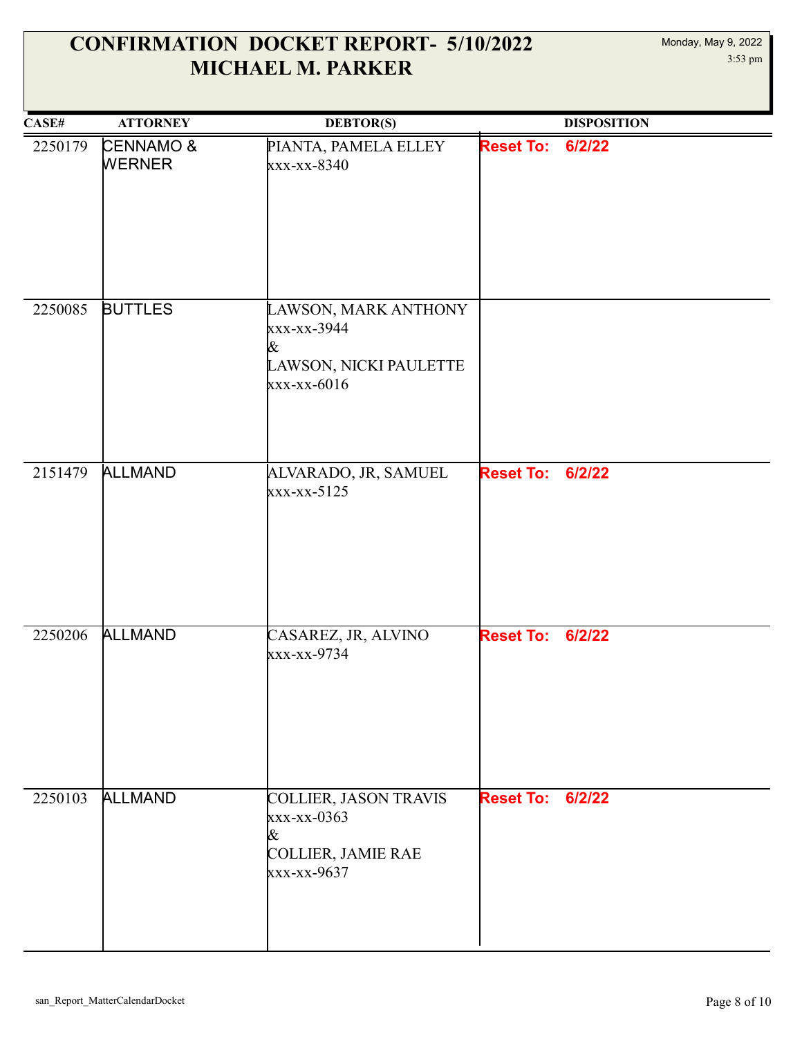# CONFIRMATION DOCKET REPORT- 5/10/2022
# MICHAEL M. PARKER

Monday, May 9, 2022
3:53 pm

| CASE# | ATTORNEY | DEBTOR(S) | DISPOSITION |
|---|---|---|---|
| 2250179 | CENNAMO & WERNER | PIANTA, PAMELA ELLEY<br>xxx-xx-8340 | **Reset To: 6/2/22** |
| 2250085 | BUTTLES | LAWSON, MARK ANTHONY<br>xxx-xx-3944<br>&<br>LAWSON, NICKI PAULETTE<br>xxx-xx-6016 | |
| 2151479 | ALLMAND | ALVARADO, JR, SAMUEL<br>xxx-xx-5125 | **Reset To: 6/2/22** |
| 2250206 | ALLMAND | CASAREZ, JR, ALVINO<br>xxx-xx-9734 | **Reset To: 6/2/22** |
| 2250103 | ALLMAND | COLLIER, JASON TRAVIS<br>xxx-xx-0363<br>&<br>COLLIER, JAMIE RAE<br>xxx-xx-9637 | **Reset To: 6/2/22** |

san_Report_MatterCalendarDocket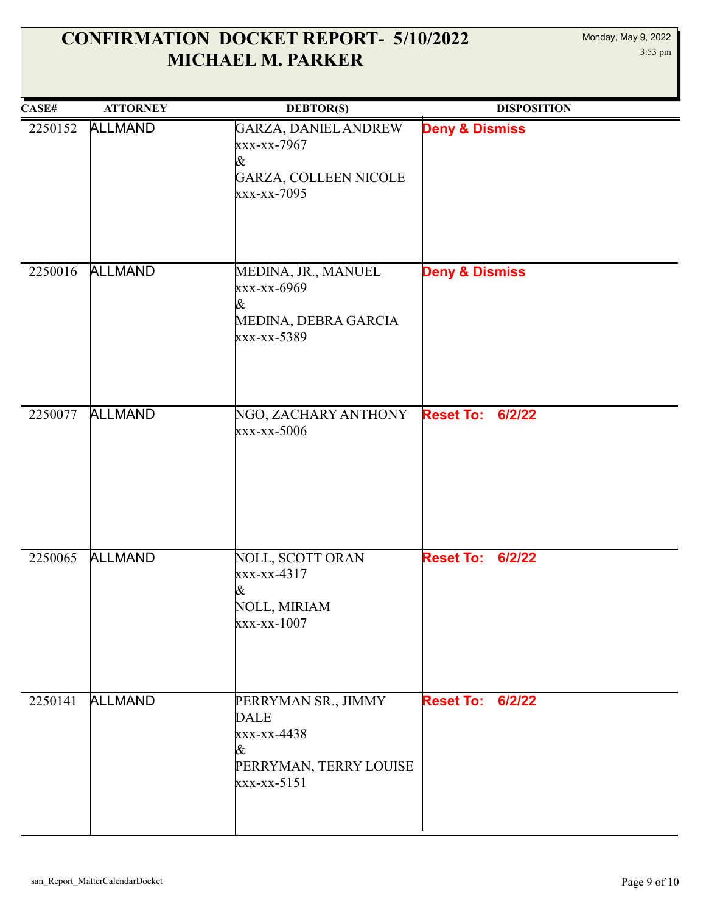# CONFIRMATION DOCKET REPORT- 5/10/2022
# MICHAEL M. PARKER

Monday, May 9, 2022
3:53 pm

| CASE# | ATTORNEY | DEBTOR(S) | DISPOSITION |
|---|---|---|---|
| 2250152 | ALLMAND | GARZA, DANIEL ANDREW<br>xxx-xx-7967<br>&<br>GARZA, COLLEEN NICOLE<br>xxx-xx-7095 | **Deny & Dismiss** |
| 2250016 | ALLMAND | MEDINA, JR., MANUEL<br>xxx-xx-6969<br>&<br>MEDINA, DEBRA GARCIA<br>xxx-xx-5389 | **Deny & Dismiss** |
| 2250077 | ALLMAND | NGO, ZACHARY ANTHONY<br>xxx-xx-5006 | **Reset To: 6/2/22** |
| 2250065 | ALLMAND | NOLL, SCOTT ORAN<br>xxx-xx-4317<br>&<br>NOLL, MIRIAM<br>xxx-xx-1007 | **Reset To: 6/2/22** |
| 2250141 | ALLMAND | PERRYMAN SR., JIMMY DALE<br>xxx-xx-4438<br>&<br>PERRYMAN, TERRY LOUISE<br>xxx-xx-5151 | **Reset To: 6/2/22** |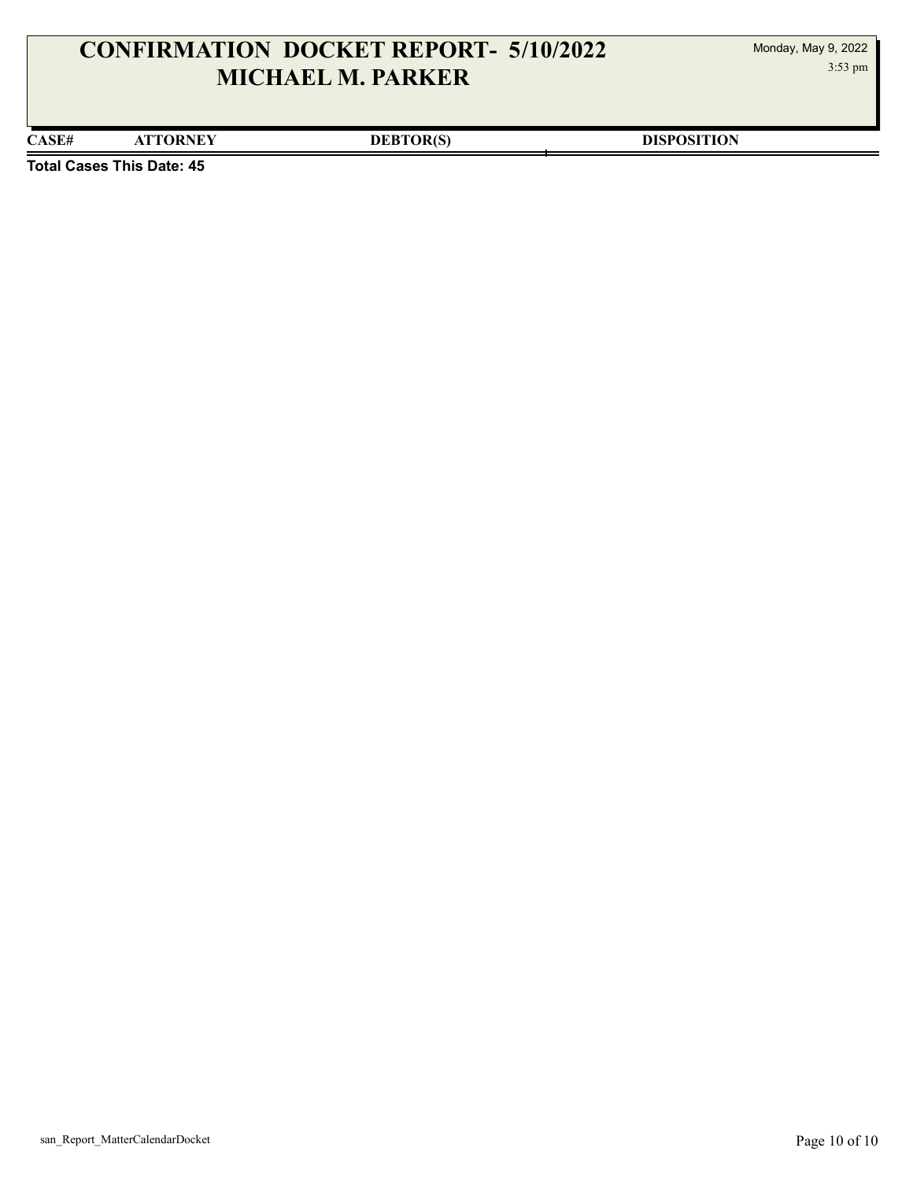# CONFIRMATION DOCKET REPORT- 5/10/2022
# MICHAEL M. PARKER

Monday, May 9, 2022
3:53 pm

| CASE# | ATTORNEY | DEBTOR(S) | DISPOSITION |
|---|---|---|---|

**Total Cases This Date: 45**